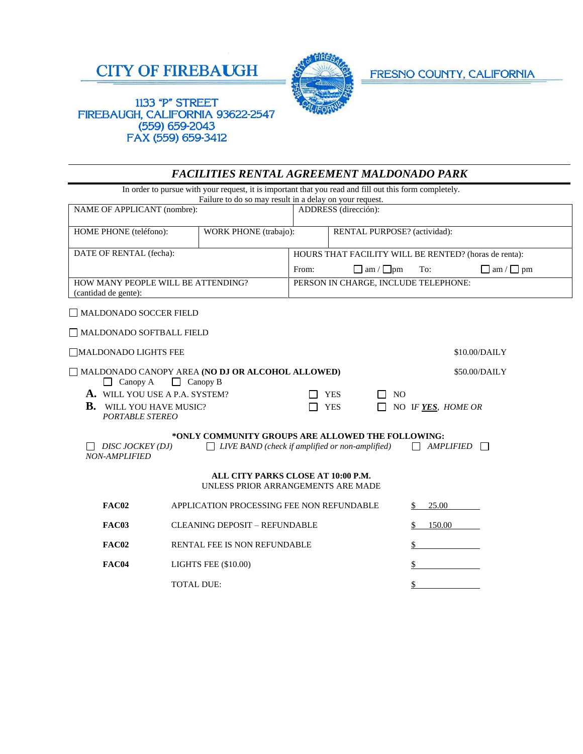# CITY OF FIREBAUGH

FRESNO COUNTY, CALIFORNIA

1133 "P" STREET
FIREBAUGH, CALIFORNIA 93622-2547
(559) 659-2043
FAX (559) 659-3412

## *FACILITIES RENTAL AGREEMENT MALDONADO PARK*

In order to pursue with your request, it is important that you read and fill out this form completely.
Failure to do so may result in a delay on your request.

| NAME OF APPLICANT (nombre): | | ADDRESS (dirección): |
|---|---|---|
| HOME PHONE (teléfono): | WORK PHONE (trabajo): | RENTAL PURPOSE? (actividad): |
| DATE OF RENTAL (fecha): | | HOURS THAT FACILITY WILL BE RENTED? (horas de renta): From: ☐ am / ☐pm To: ☐ am / ☐ pm |
| HOW MANY PEOPLE WILL BE ATTENDING? (cantidad de gente): | | PERSON IN CHARGE, INCLUDE TELEPHONE: |

☐ MALDONADO SOCCER FIELD

☐ MALDONADO SOFTBALL FIELD

☐ MALDONADO LIGHTS FEE $10.00/DAILY

☐ MALDONADO CANOPY AREA **(NO DJ OR ALCOHOL ALLOWED)** $50.00/DAILY
 ☐ Canopy A ☐ Canopy B

**A.** WILL YOU USE A P.A. SYSTEM? ☐ YES ☐ NO

**B.** WILL YOU HAVE MUSIC? ☐ YES ☐ NO *IF **YES**, HOME OR PORTABLE STEREO*

**\*ONLY COMMUNITY GROUPS ARE ALLOWED THE FOLLOWING:**

☐ *DISC JOCKEY (DJ)* ☐ *LIVE BAND (check if amplified or non-amplified)* ☐ *AMPLIFIED* ☐ *NON-AMPLIFIED*

**ALL CITY PARKS CLOSE AT 10:00 P.M.**
UNLESS PRIOR ARRANGEMENTS ARE MADE

| | | |
|---|---|---|
| **FAC02** | APPLICATION PROCESSING FEE NON REFUNDABLE | $ 25.00 |
| **FAC03** | CLEANING DEPOSIT – REFUNDABLE | $ 150.00 |
| **FAC02** | RENTAL FEE IS NON REFUNDABLE | $ |
| **FAC04** | LIGHTS FEE ($10.00) | $ |
| | TOTAL DUE: | $ |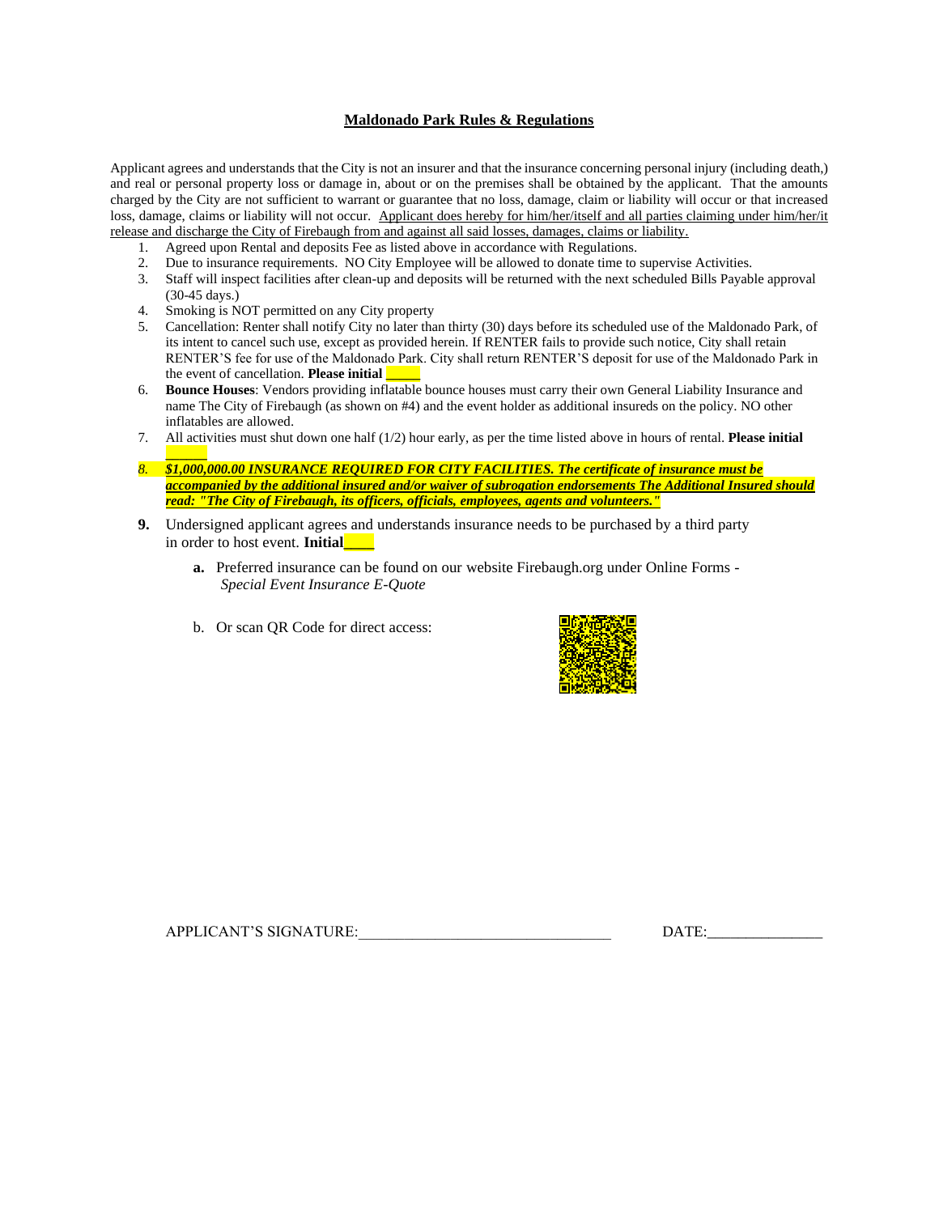# Maldonado Park Rules & Regulations

Applicant agrees and understands that the City is not an insurer and that the insurance concerning personal injury (including death,) and real or personal property loss or damage in, about or on the premises shall be obtained by the applicant. That the amounts charged by the City are not sufficient to warrant or guarantee that no loss, damage, claim or liability will occur or that increased loss, damage, claims or liability will not occur. Applicant does hereby for him/her/itself and all parties claiming under him/her/it release and discharge the City of Firebaugh from and against all said losses, damages, claims or liability.

1. Agreed upon Rental and deposits Fee as listed above in accordance with Regulations.
2. Due to insurance requirements. NO City Employee will be allowed to donate time to supervise Activities.
3. Staff will inspect facilities after clean-up and deposits will be returned with the next scheduled Bills Payable approval (30-45 days.)
4. Smoking is NOT permitted on any City property
5. Cancellation: Renter shall notify City no later than thirty (30) days before its scheduled use of the Maldonado Park, of its intent to cancel such use, except as provided herein. If RENTER fails to provide such notice, City shall retain RENTER'S fee for use of the Maldonado Park. City shall return RENTER'S deposit for use of the Maldonado Park in the event of cancellation. **Please initial \_\_\_\_\_**
6. **Bounce Houses**: Vendors providing inflatable bounce houses must carry their own General Liability Insurance and name The City of Firebaugh (as shown on #4) and the event holder as additional insureds on the policy. NO other inflatables are allowed.
7. All activities must shut down one half (1/2) hour early, as per the time listed above in hours of rental. **Please initial \_\_\_\_\_\_**
8. ***$1,000,000.00 INSURANCE REQUIRED FOR CITY FACILITIES. The certificate of insurance must be accompanied by the additional insured and/or waiver of subrogation endorsements The Additional Insured should read: "The City of Firebaugh, its officers, officials, employees, agents and volunteers."***
9. Undersigned applicant agrees and understands insurance needs to be purchased by a third party in order to host event. **Initial\_\_\_\_**
   a. Preferred insurance can be found on our website Firebaugh.org under Online Forms - *Special Event Insurance E-Quote*
   b. Or scan QR Code for direct access:

APPLICANT'S SIGNATURE:\_\_\_\_\_\_\_\_\_\_\_\_\_\_\_\_\_\_\_\_\_\_\_\_\_\_\_\_\_\_\_\_ DATE:\_\_\_\_\_\_\_\_\_\_\_\_\_\_\_